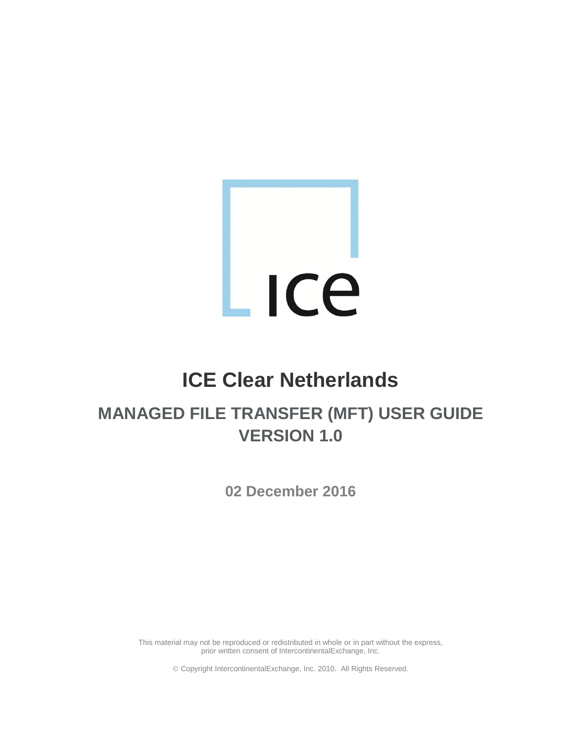# ICE Clear Netherlands

## MANAGED FILE TRANSFER (MFT) USER GUIDE VERSION 1.0

**02 December 2016**

This material may not be reproduced or redistributed in whole or in part without the express, prior written consent of IntercontinentalExchange, Inc.

© Copyright IntercontinentalExchange, Inc. 2010. All Rights Reserved.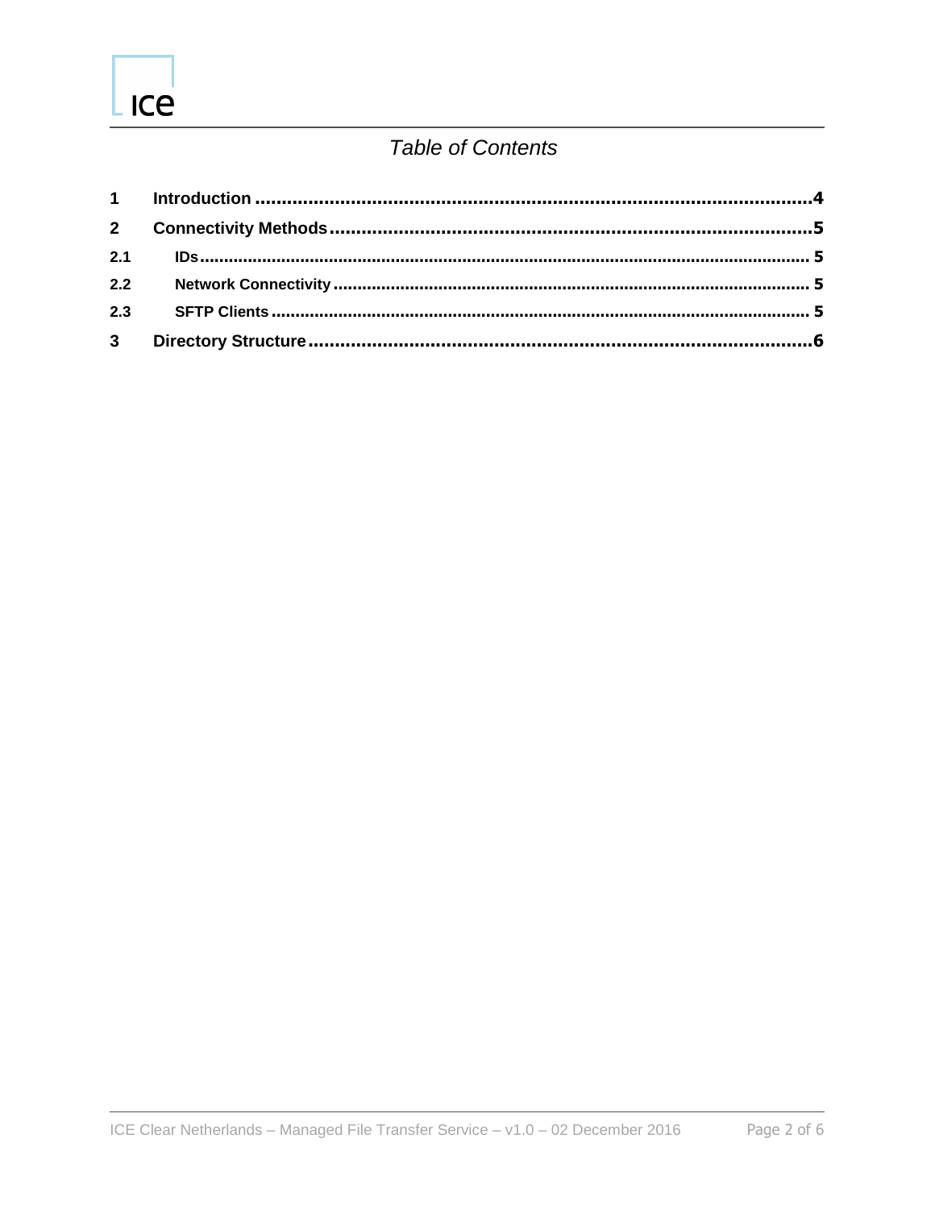*Table of Contents*

| | | |
|---|---|---|
| **1** | **Introduction** | **4** |
| **2** | **Connectivity Methods** | **5** |
| **2.1** | **IDs** | **5** |
| **2.2** | **Network Connectivity** | **5** |
| **2.3** | **SFTP Clients** | **5** |
| **3** | **Directory Structure** | **6** |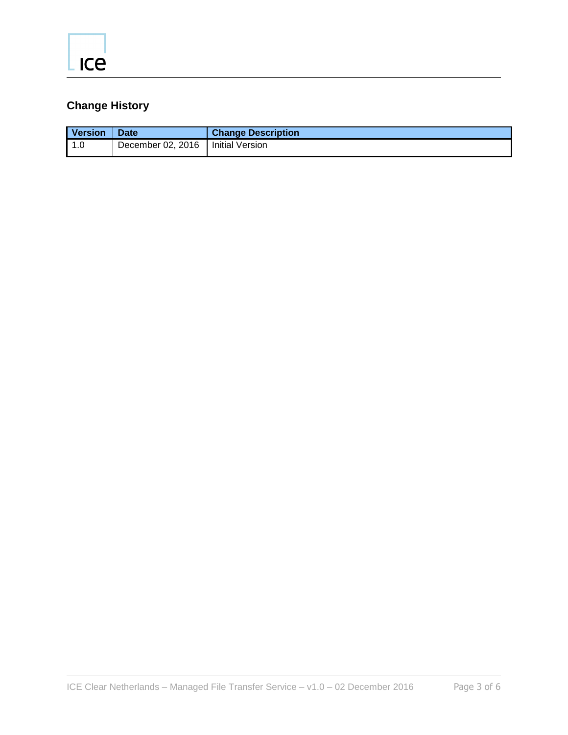## Change History

| Version | Date | Change Description |
|---|---|---|
| 1.0 | December 02, 2016 | Initial Version |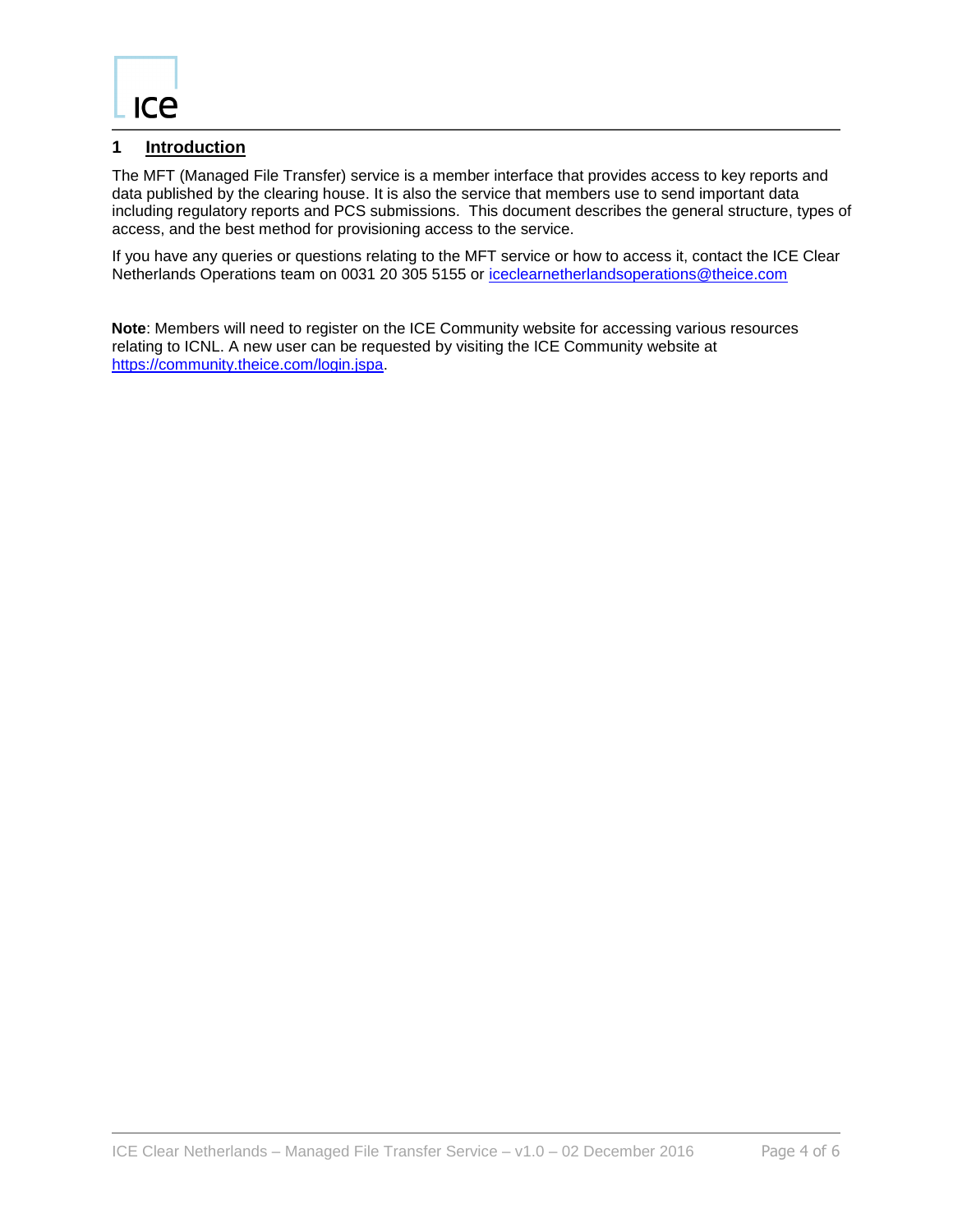# 1 Introduction

The MFT (Managed File Transfer) service is a member interface that provides access to key reports and data published by the clearing house. It is also the service that members use to send important data including regulatory reports and PCS submissions. This document describes the general structure, types of access, and the best method for provisioning access to the service.

If you have any queries or questions relating to the MFT service or how to access it, contact the ICE Clear Netherlands Operations team on 0031 20 305 5155 or iceclearnetherlandsoperations@theice.com

**Note**: Members will need to register on the ICE Community website for accessing various resources relating to ICNL. A new user can be requested by visiting the ICE Community website at https://community.theice.com/login.jspa.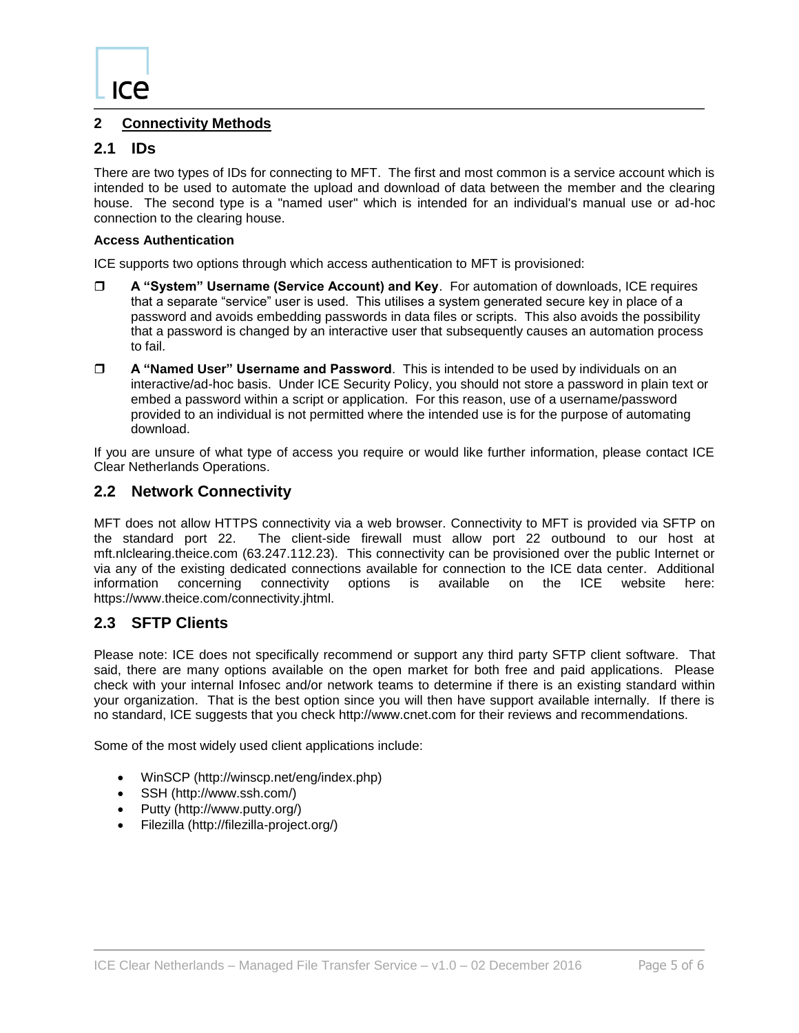# 2 Connectivity Methods

## 2.1 IDs

There are two types of IDs for connecting to MFT. The first and most common is a service account which is intended to be used to automate the upload and download of data between the member and the clearing house. The second type is a "named user" which is intended for an individual's manual use or ad-hoc connection to the clearing house.

**Access Authentication**

ICE supports two options through which access authentication to MFT is provisioned:

- **A "System" Username (Service Account) and Key**. For automation of downloads, ICE requires that a separate "service" user is used. This utilises a system generated secure key in place of a password and avoids embedding passwords in data files or scripts. This also avoids the possibility that a password is changed by an interactive user that subsequently causes an automation process to fail.
- **A "Named User" Username and Password**. This is intended to be used by individuals on an interactive/ad-hoc basis. Under ICE Security Policy, you should not store a password in plain text or embed a password within a script or application. For this reason, use of a username/password provided to an individual is not permitted where the intended use is for the purpose of automating download.

If you are unsure of what type of access you require or would like further information, please contact ICE Clear Netherlands Operations.

## 2.2 Network Connectivity

MFT does not allow HTTPS connectivity via a web browser. Connectivity to MFT is provided via SFTP on the standard port 22. The client-side firewall must allow port 22 outbound to our host at mft.nlclearing.theice.com (63.247.112.23). This connectivity can be provisioned over the public Internet or via any of the existing dedicated connections available for connection to the ICE data center. Additional information concerning connectivity options is available on the ICE website here: https://www.theice.com/connectivity.jhtml.

## 2.3 SFTP Clients

Please note: ICE does not specifically recommend or support any third party SFTP client software. That said, there are many options available on the open market for both free and paid applications. Please check with your internal Infosec and/or network teams to determine if there is an existing standard within your organization. That is the best option since you will then have support available internally. If there is no standard, ICE suggests that you check http://www.cnet.com for their reviews and recommendations.

Some of the most widely used client applications include:

- WinSCP (http://winscp.net/eng/index.php)
- SSH (http://www.ssh.com/)
- Putty (http://www.putty.org/)
- Filezilla (http://filezilla-project.org/)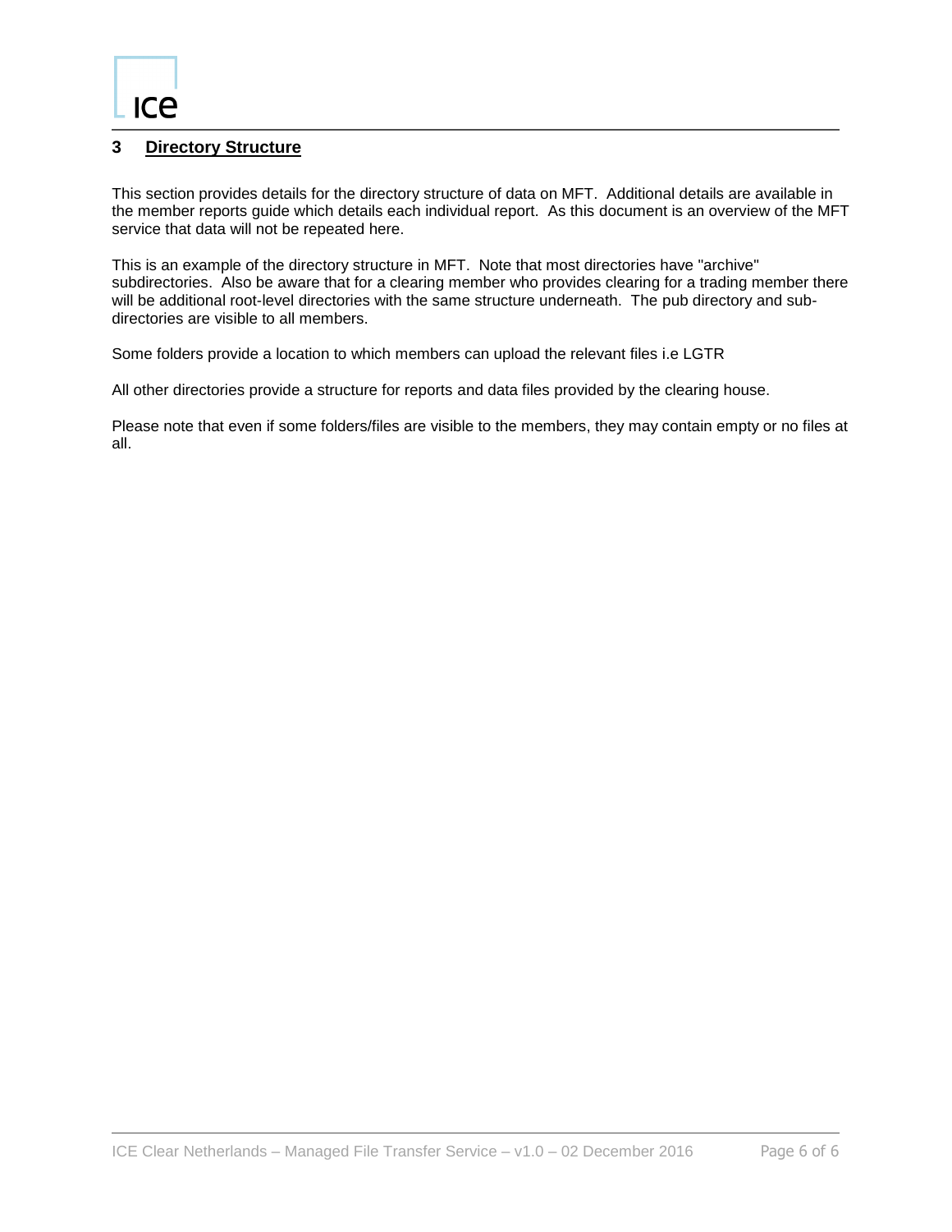## 3 Directory Structure

This section provides details for the directory structure of data on MFT. Additional details are available in the member reports guide which details each individual report. As this document is an overview of the MFT service that data will not be repeated here.

This is an example of the directory structure in MFT. Note that most directories have "archive" subdirectories. Also be aware that for a clearing member who provides clearing for a trading member there will be additional root-level directories with the same structure underneath. The pub directory and sub-directories are visible to all members.

Some folders provide a location to which members can upload the relevant files i.e LGTR

All other directories provide a structure for reports and data files provided by the clearing house.

Please note that even if some folders/files are visible to the members, they may contain empty or no files at all.